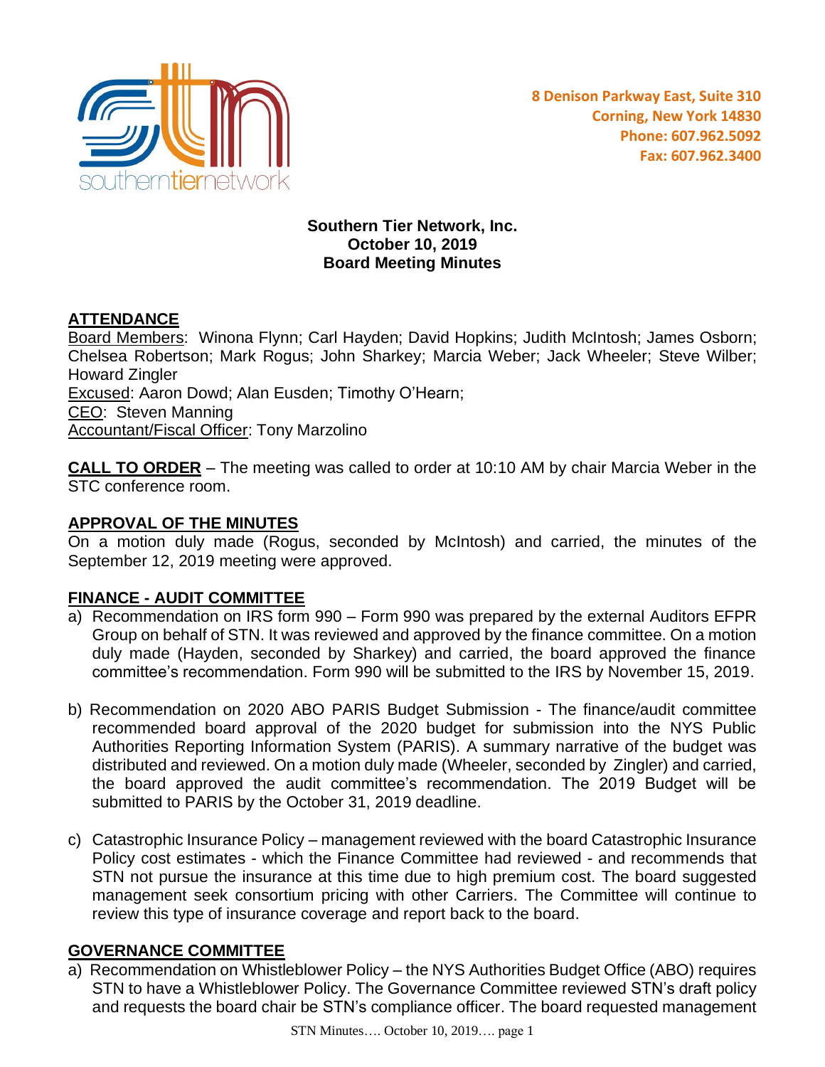southernTiernetwork

8 Denison Parkway East, Suite 310
Corning, New York 14830
Phone: 607.962.5092
Fax: 607.962.3400

**Southern Tier Network, Inc.**
**October 10, 2019**
**Board Meeting Minutes**

## ATTENDANCE

Board Members: Winona Flynn; Carl Hayden; David Hopkins; Judith McIntosh; James Osborn; Chelsea Robertson; Mark Rogus; John Sharkey; Marcia Weber; Jack Wheeler; Steve Wilber; Howard Zingler
Excused: Aaron Dowd; Alan Eusden; Timothy O'Hearn;
CEO: Steven Manning
Accountant/Fiscal Officer: Tony Marzolino

**CALL TO ORDER** – The meeting was called to order at 10:10 AM by chair Marcia Weber in the STC conference room.

## APPROVAL OF THE MINUTES

On a motion duly made (Rogus, seconded by McIntosh) and carried, the minutes of the September 12, 2019 meeting were approved.

## FINANCE - AUDIT COMMITTEE

a) Recommendation on IRS form 990 – Form 990 was prepared by the external Auditors EFPR Group on behalf of STN. It was reviewed and approved by the finance committee. On a motion duly made (Hayden, seconded by Sharkey) and carried, the board approved the finance committee's recommendation. Form 990 will be submitted to the IRS by November 15, 2019.

b) Recommendation on 2020 ABO PARIS Budget Submission - The finance/audit committee recommended board approval of the 2020 budget for submission into the NYS Public Authorities Reporting Information System (PARIS). A summary narrative of the budget was distributed and reviewed. On a motion duly made (Wheeler, seconded by Zingler) and carried, the board approved the audit committee's recommendation. The 2019 Budget will be submitted to PARIS by the October 31, 2019 deadline.

c) Catastrophic Insurance Policy – management reviewed with the board Catastrophic Insurance Policy cost estimates - which the Finance Committee had reviewed - and recommends that STN not pursue the insurance at this time due to high premium cost. The board suggested management seek consortium pricing with other Carriers. The Committee will continue to review this type of insurance coverage and report back to the board.

## GOVERNANCE COMMITTEE

a) Recommendation on Whistleblower Policy – the NYS Authorities Budget Office (ABO) requires STN to have a Whistleblower Policy. The Governance Committee reviewed STN's draft policy and requests the board chair be STN's compliance officer. The board requested management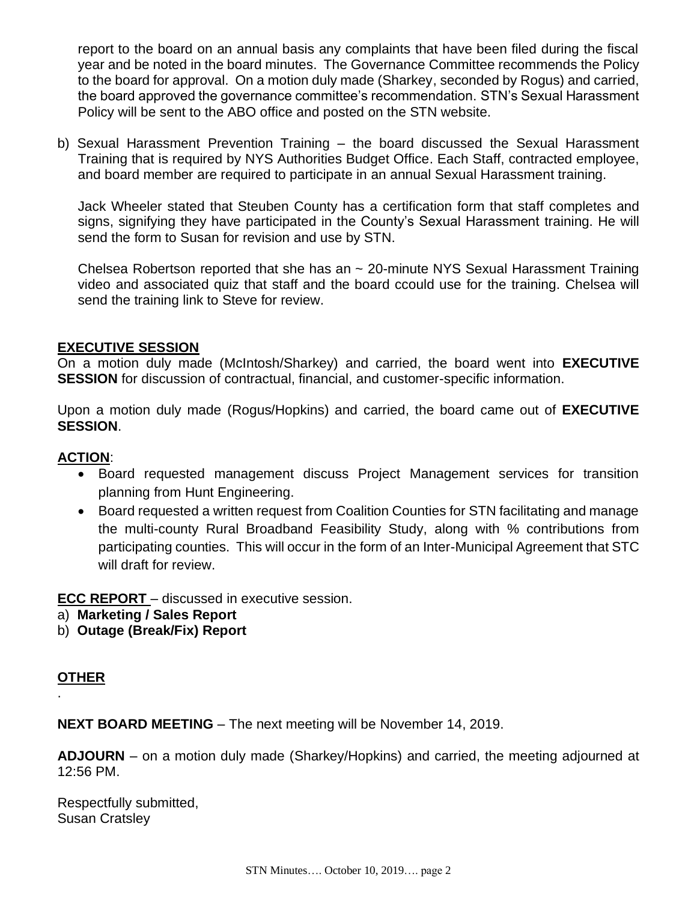report to the board on an annual basis any complaints that have been filed during the fiscal year and be noted in the board minutes. The Governance Committee recommends the Policy to the board for approval. On a motion duly made (Sharkey, seconded by Rogus) and carried, the board approved the governance committee's recommendation. STN's Sexual Harassment Policy will be sent to the ABO office and posted on the STN website.

b) Sexual Harassment Prevention Training – the board discussed the Sexual Harassment Training that is required by NYS Authorities Budget Office. Each Staff, contracted employee, and board member are required to participate in an annual Sexual Harassment training.

Jack Wheeler stated that Steuben County has a certification form that staff completes and signs, signifying they have participated in the County's Sexual Harassment training. He will send the form to Susan for revision and use by STN.

Chelsea Robertson reported that she has an ~ 20-minute NYS Sexual Harassment Training video and associated quiz that staff and the board ccould use for the training. Chelsea will send the training link to Steve for review.

**EXECUTIVE SESSION**

On a motion duly made (McIntosh/Sharkey) and carried, the board went into **EXECUTIVE SESSION** for discussion of contractual, financial, and customer-specific information.

Upon a motion duly made (Rogus/Hopkins) and carried, the board came out of **EXECUTIVE SESSION**.

**ACTION**:

- Board requested management discuss Project Management services for transition planning from Hunt Engineering.
- Board requested a written request from Coalition Counties for STN facilitating and manage the multi-county Rural Broadband Feasibility Study, along with % contributions from participating counties. This will occur in the form of an Inter-Municipal Agreement that STC will draft for review.

**ECC REPORT** – discussed in executive session.

a) **Marketing / Sales Report**
b) **Outage (Break/Fix) Report**

**OTHER**

.

**NEXT BOARD MEETING** – The next meeting will be November 14, 2019.

**ADJOURN** – on a motion duly made (Sharkey/Hopkins) and carried, the meeting adjourned at 12:56 PM.

Respectfully submitted,
Susan Cratsley